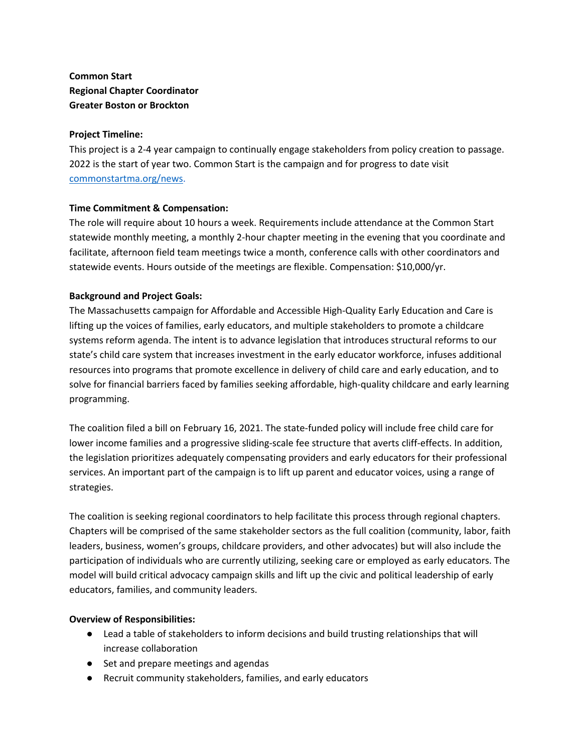**Common Start**
**Regional Chapter Coordinator**
**Greater Boston or Brockton**

**Project Timeline:**
This project is a 2-4 year campaign to continually engage stakeholders from policy creation to passage. 2022 is the start of year two. Common Start is the campaign and for progress to date visit [commonstartma.org/news](commonstartma.org/news).

**Time Commitment & Compensation:**
The role will require about 10 hours a week. Requirements include attendance at the Common Start statewide monthly meeting, a monthly 2-hour chapter meeting in the evening that you coordinate and facilitate, afternoon field team meetings twice a month, conference calls with other coordinators and statewide events. Hours outside of the meetings are flexible. Compensation: $10,000/yr.

**Background and Project Goals:**
The Massachusetts campaign for Affordable and Accessible High-Quality Early Education and Care is lifting up the voices of families, early educators, and multiple stakeholders to promote a childcare systems reform agenda. The intent is to advance legislation that introduces structural reforms to our state's child care system that increases investment in the early educator workforce, infuses additional resources into programs that promote excellence in delivery of child care and early education, and to solve for financial barriers faced by families seeking affordable, high-quality childcare and early learning programming.

The coalition filed a bill on February 16, 2021. The state-funded policy will include free child care for lower income families and a progressive sliding-scale fee structure that averts cliff-effects. In addition, the legislation prioritizes adequately compensating providers and early educators for their professional services. An important part of the campaign is to lift up parent and educator voices, using a range of strategies.

The coalition is seeking regional coordinators to help facilitate this process through regional chapters. Chapters will be comprised of the same stakeholder sectors as the full coalition (community, labor, faith leaders, business, women's groups, childcare providers, and other advocates) but will also include the participation of individuals who are currently utilizing, seeking care or employed as early educators. The model will build critical advocacy campaign skills and lift up the civic and political leadership of early educators, families, and community leaders.

**Overview of Responsibilities:**

- Lead a table of stakeholders to inform decisions and build trusting relationships that will increase collaboration
- Set and prepare meetings and agendas
- Recruit community stakeholders, families, and early educators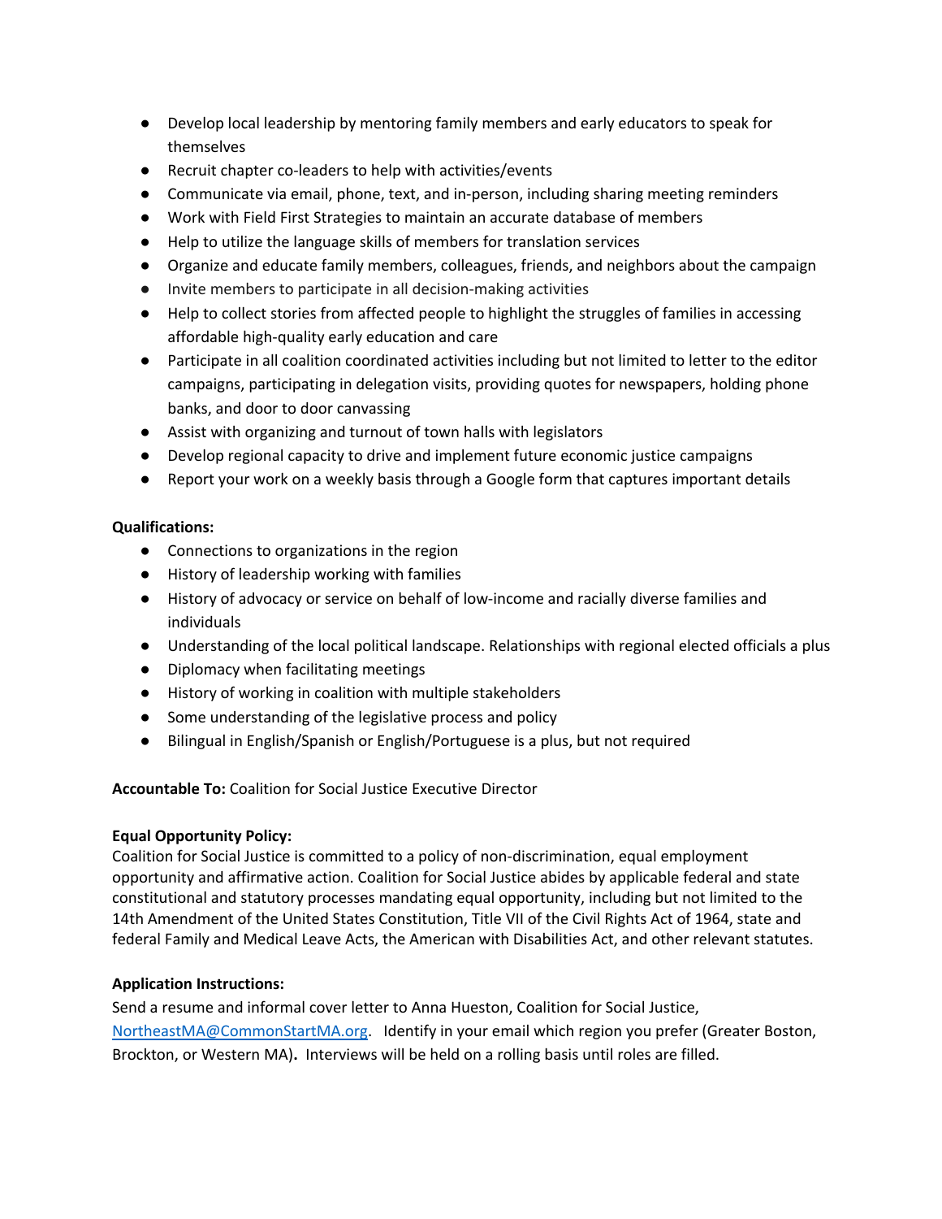- Develop local leadership by mentoring family members and early educators to speak for themselves
- Recruit chapter co-leaders to help with activities/events
- Communicate via email, phone, text, and in-person, including sharing meeting reminders
- Work with Field First Strategies to maintain an accurate database of members
- Help to utilize the language skills of members for translation services
- Organize and educate family members, colleagues, friends, and neighbors about the campaign
- Invite members to participate in all decision-making activities
- Help to collect stories from affected people to highlight the struggles of families in accessing affordable high-quality early education and care
- Participate in all coalition coordinated activities including but not limited to letter to the editor campaigns, participating in delegation visits, providing quotes for newspapers, holding phone banks, and door to door canvassing
- Assist with organizing and turnout of town halls with legislators
- Develop regional capacity to drive and implement future economic justice campaigns
- Report your work on a weekly basis through a Google form that captures important details

**Qualifications:**

- Connections to organizations in the region
- History of leadership working with families
- History of advocacy or service on behalf of low-income and racially diverse families and individuals
- Understanding of the local political landscape. Relationships with regional elected officials a plus
- Diplomacy when facilitating meetings
- History of working in coalition with multiple stakeholders
- Some understanding of the legislative process and policy
- Bilingual in English/Spanish or English/Portuguese is a plus, but not required

**Accountable To:** Coalition for Social Justice Executive Director

**Equal Opportunity Policy:**
Coalition for Social Justice is committed to a policy of non-discrimination, equal employment opportunity and affirmative action. Coalition for Social Justice abides by applicable federal and state constitutional and statutory processes mandating equal opportunity, including but not limited to the 14th Amendment of the United States Constitution, Title VII of the Civil Rights Act of 1964, state and federal Family and Medical Leave Acts, the American with Disabilities Act, and other relevant statutes.

**Application Instructions:**
Send a resume and informal cover letter to Anna Hueston, Coalition for Social Justice, [NortheastMA@CommonStartMA.org](mailto:NortheastMA@CommonStartMA.org). Identify in your email which region you prefer (Greater Boston, Brockton, or Western MA)**.** Interviews will be held on a rolling basis until roles are filled.